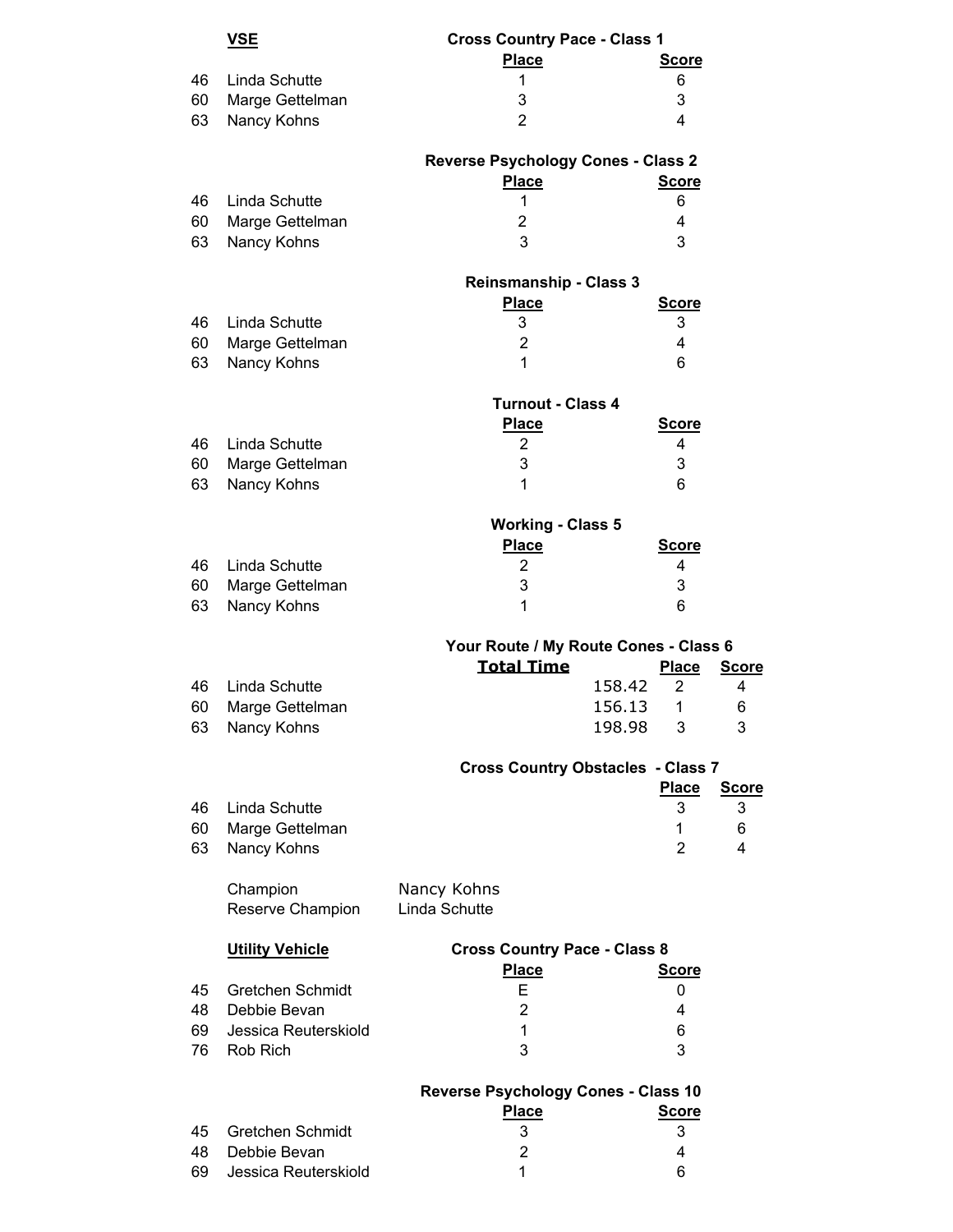## VSE

### Cross Country Pace - Class 1

| No. | Name | Place | Score |
|---|---|---|---|
| 46 | Linda Schutte | 1 | 6 |
| 60 | Marge Gettelman | 3 | 3 |
| 63 | Nancy Kohns | 2 | 4 |

### Reverse Psychology Cones - Class 2

| No. | Name | Place | Score |
|---|---|---|---|
| 46 | Linda Schutte | 1 | 6 |
| 60 | Marge Gettelman | 2 | 4 |
| 63 | Nancy Kohns | 3 | 3 |

### Reinsmanship - Class 3

| No. | Name | Place | Score |
|---|---|---|---|
| 46 | Linda Schutte | 3 | 3 |
| 60 | Marge Gettelman | 2 | 4 |
| 63 | Nancy Kohns | 1 | 6 |

### Turnout - Class 4

| No. | Name | Place | Score |
|---|---|---|---|
| 46 | Linda Schutte | 2 | 4 |
| 60 | Marge Gettelman | 3 | 3 |
| 63 | Nancy Kohns | 1 | 6 |

### Working - Class 5

| No. | Name | Place | Score |
|---|---|---|---|
| 46 | Linda Schutte | 2 | 4 |
| 60 | Marge Gettelman | 3 | 3 |
| 63 | Nancy Kohns | 1 | 6 |

### Your Route / My Route Cones - Class 6

| No. | Name | Total Time | Place | Score |
|---|---|---|---|---|
| 46 | Linda Schutte | 158.42 | 2 | 4 |
| 60 | Marge Gettelman | 156.13 | 1 | 6 |
| 63 | Nancy Kohns | 198.98 | 3 | 3 |

### Cross Country Obstacles - Class 7

| No. | Name | Place | Score |
|---|---|---|---|
| 46 | Linda Schutte | 3 | 3 |
| 60 | Marge Gettelman | 1 | 6 |
| 63 | Nancy Kohns | 2 | 4 |

Champion: Nancy Kohns
Reserve Champion: Linda Schutte

## Utility Vehicle

### Cross Country Pace - Class 8

| No. | Name | Place | Score |
|---|---|---|---|
| 45 | Gretchen Schmidt | E | 0 |
| 48 | Debbie Bevan | 2 | 4 |
| 69 | Jessica Reuterskiold | 1 | 6 |
| 76 | Rob Rich | 3 | 3 |

### Reverse Psychology Cones - Class 10

| No. | Name | Place | Score |
|---|---|---|---|
| 45 | Gretchen Schmidt | 3 | 3 |
| 48 | Debbie Bevan | 2 | 4 |
| 69 | Jessica Reuterskiold | 1 | 6 |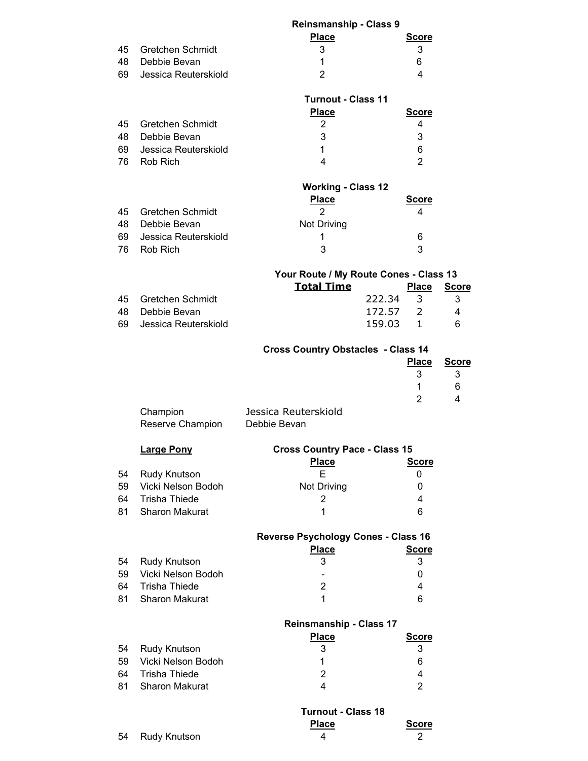### Reinsmanship - Class 9

| # | Name | Place | Score |
|---|---|---|---|
| 45 | Gretchen Schmidt | 3 | 3 |
| 48 | Debbie Bevan | 1 | 6 |
| 69 | Jessica Reuterskiold | 2 | 4 |

### Turnout - Class 11

| # | Name | Place | Score |
|---|---|---|---|
| 45 | Gretchen Schmidt | 2 | 4 |
| 48 | Debbie Bevan | 3 | 3 |
| 69 | Jessica Reuterskiold | 1 | 6 |
| 76 | Rob Rich | 4 | 2 |

### Working - Class 12

| # | Name | Place | Score |
|---|---|---|---|
| 45 | Gretchen Schmidt | 2 | 4 |
| 48 | Debbie Bevan | Not Driving | |
| 69 | Jessica Reuterskiold | 1 | 6 |
| 76 | Rob Rich | 3 | 3 |

### Your Route / My Route Cones - Class 13

| # | Name | Total Time | Place | Score |
|---|---|---|---|---|
| 45 | Gretchen Schmidt | 222.34 | 3 | 3 |
| 48 | Debbie Bevan | 172.57 | 2 | 4 |
| 69 | Jessica Reuterskiold | 159.03 | 1 | 6 |

### Cross Country Obstacles - Class 14

| Place | Score |
|---|---|
| 3 | 3 |
| 1 | 6 |
| 2 | 4 |

Champion: Jessica Reuterskiold
Reserve Champion: Debbie Bevan

## Large Pony

### Cross Country Pace - Class 15

| # | Name | Place | Score |
|---|---|---|---|
| 54 | Rudy Knutson | E | 0 |
| 59 | Vicki Nelson Bodoh | Not Driving | 0 |
| 64 | Trisha Thiede | 2 | 4 |
| 81 | Sharon Makurat | 1 | 6 |

### Reverse Psychology Cones - Class 16

| # | Name | Place | Score |
|---|---|---|---|
| 54 | Rudy Knutson | 3 | 3 |
| 59 | Vicki Nelson Bodoh | - | 0 |
| 64 | Trisha Thiede | 2 | 4 |
| 81 | Sharon Makurat | 1 | 6 |

### Reinsmanship - Class 17

| # | Name | Place | Score |
|---|---|---|---|
| 54 | Rudy Knutson | 3 | 3 |
| 59 | Vicki Nelson Bodoh | 1 | 6 |
| 64 | Trisha Thiede | 2 | 4 |
| 81 | Sharon Makurat | 4 | 2 |

### Turnout - Class 18

| # | Name | Place | Score |
|---|---|---|---|
| 54 | Rudy Knutson | 4 | 2 |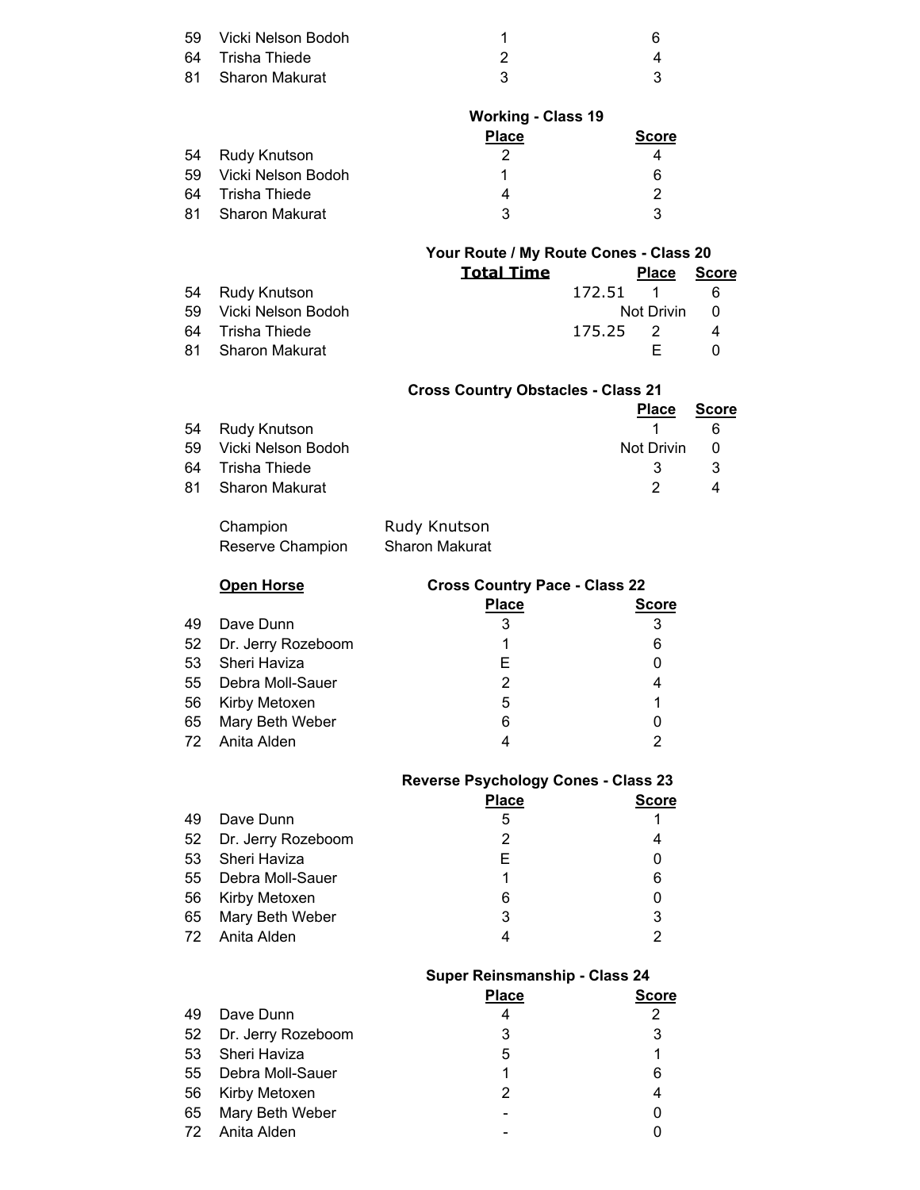| | | Place | Score |
|---|---|---|---|
| 59 | Vicki Nelson Bodoh | 1 | 6 |
| 64 | Trisha Thiede | 2 | 4 |
| 81 | Sharon Makurat | 3 | 3 |

**Working - Class 19**

| | | Place | Score |
|---|---|---|---|
| 54 | Rudy Knutson | 2 | 4 |
| 59 | Vicki Nelson Bodoh | 1 | 6 |
| 64 | Trisha Thiede | 4 | 2 |
| 81 | Sharon Makurat | 3 | 3 |

**Your Route / My Route Cones - Class 20**

| | | Total Time | Place | Score |
|---|---|---|---|---|
| 54 | Rudy Knutson | 172.51 | 1 | 6 |
| 59 | Vicki Nelson Bodoh | | Not Drivin | 0 |
| 64 | Trisha Thiede | 175.25 | 2 | 4 |
| 81 | Sharon Makurat | | E | 0 |

**Cross Country Obstacles - Class 21**

| | | Place | Score |
|---|---|---|---|
| 54 | Rudy Knutson | 1 | 6 |
| 59 | Vicki Nelson Bodoh | Not Drivin | 0 |
| 64 | Trisha Thiede | 3 | 3 |
| 81 | Sharon Makurat | 2 | 4 |

Champion: Rudy Knutson
Reserve Champion: Sharon Makurat

**Open Horse**

**Cross Country Pace - Class 22**

| | | Place | Score |
|---|---|---|---|
| 49 | Dave Dunn | 3 | 3 |
| 52 | Dr. Jerry Rozeboom | 1 | 6 |
| 53 | Sheri Haviza | E | 0 |
| 55 | Debra Moll-Sauer | 2 | 4 |
| 56 | Kirby Metoxen | 5 | 1 |
| 65 | Mary Beth Weber | 6 | 0 |
| 72 | Anita Alden | 4 | 2 |

**Reverse Psychology Cones - Class 23**

| | | Place | Score |
|---|---|---|---|
| 49 | Dave Dunn | 5 | 1 |
| 52 | Dr. Jerry Rozeboom | 2 | 4 |
| 53 | Sheri Haviza | E | 0 |
| 55 | Debra Moll-Sauer | 1 | 6 |
| 56 | Kirby Metoxen | 6 | 0 |
| 65 | Mary Beth Weber | 3 | 3 |
| 72 | Anita Alden | 4 | 2 |

**Super Reinsmanship - Class 24**

| | | Place | Score |
|---|---|---|---|
| 49 | Dave Dunn | 4 | 2 |
| 52 | Dr. Jerry Rozeboom | 3 | 3 |
| 53 | Sheri Haviza | 5 | 1 |
| 55 | Debra Moll-Sauer | 1 | 6 |
| 56 | Kirby Metoxen | 2 | 4 |
| 65 | Mary Beth Weber | - | 0 |
| 72 | Anita Alden | - | 0 |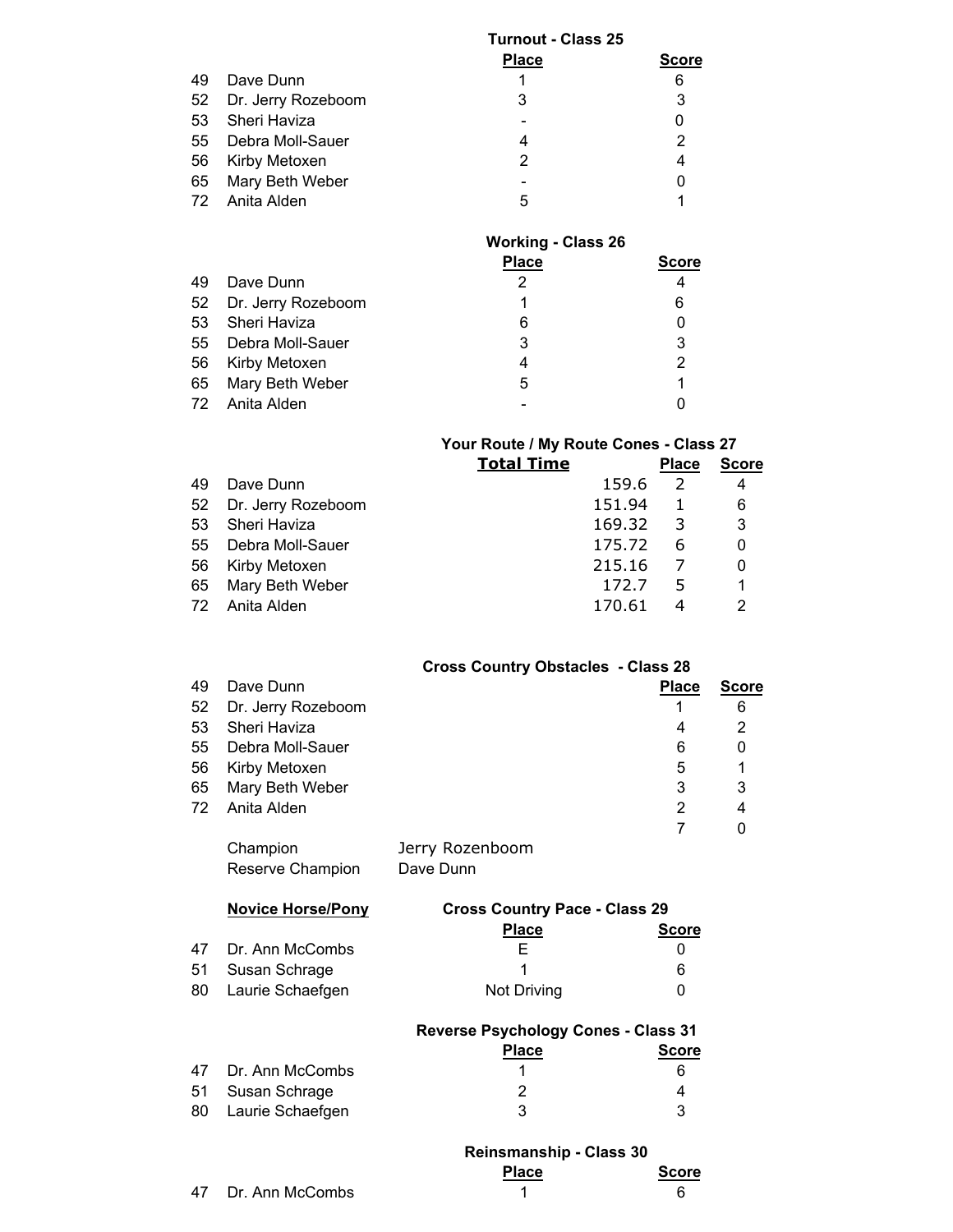### Turnout - Class 25

| # | Name | Place | Score |
|---|---|---|---|
| 49 | Dave Dunn | 1 | 6 |
| 52 | Dr. Jerry Rozeboom | 3 | 3 |
| 53 | Sheri Haviza | - | 0 |
| 55 | Debra Moll-Sauer | 4 | 2 |
| 56 | Kirby Metoxen | 2 | 4 |
| 65 | Mary Beth Weber | - | 0 |
| 72 | Anita Alden | 5 | 1 |

### Working - Class 26

| # | Name | Place | Score |
|---|---|---|---|
| 49 | Dave Dunn | 2 | 4 |
| 52 | Dr. Jerry Rozeboom | 1 | 6 |
| 53 | Sheri Haviza | 6 | 0 |
| 55 | Debra Moll-Sauer | 3 | 3 |
| 56 | Kirby Metoxen | 4 | 2 |
| 65 | Mary Beth Weber | 5 | 1 |
| 72 | Anita Alden | - | 0 |

### Your Route / My Route Cones - Class 27

| # | Name | Total Time | Place | Score |
|---|---|---|---|---|
| 49 | Dave Dunn | 159.6 | 2 | 4 |
| 52 | Dr. Jerry Rozeboom | 151.94 | 1 | 6 |
| 53 | Sheri Haviza | 169.32 | 3 | 3 |
| 55 | Debra Moll-Sauer | 175.72 | 6 | 0 |
| 56 | Kirby Metoxen | 215.16 | 7 | 0 |
| 65 | Mary Beth Weber | 172.7 | 5 | 1 |
| 72 | Anita Alden | 170.61 | 4 | 2 |

### Cross Country Obstacles - Class 28

| # | Name | Place | Score |
|---|---|---|---|
| 49 | Dave Dunn | | |
| 52 | Dr. Jerry Rozeboom | 1 | 6 |
| 53 | Sheri Haviza | 4 | 2 |
| 55 | Debra Moll-Sauer | 6 | 0 |
| 56 | Kirby Metoxen | 5 | 1 |
| 65 | Mary Beth Weber | 3 | 3 |
| 72 | Anita Alden | 2 | 4 |
| | | 7 | 0 |

Champion: Jerry Rozenboom
Reserve Champion: Dave Dunn

**Novice Horse/Pony**

### Cross Country Pace - Class 29

| # | Name | Place | Score |
|---|---|---|---|
| 47 | Dr. Ann McCombs | E | 0 |
| 51 | Susan Schrage | 1 | 6 |
| 80 | Laurie Schaefgen | Not Driving | 0 |

### Reverse Psychology Cones - Class 31

| # | Name | Place | Score |
|---|---|---|---|
| 47 | Dr. Ann McCombs | 1 | 6 |
| 51 | Susan Schrage | 2 | 4 |
| 80 | Laurie Schaefgen | 3 | 3 |

### Reinsmanship - Class 30

| # | Name | Place | Score |
|---|---|---|---|
| 47 | Dr. Ann McCombs | 1 | 6 |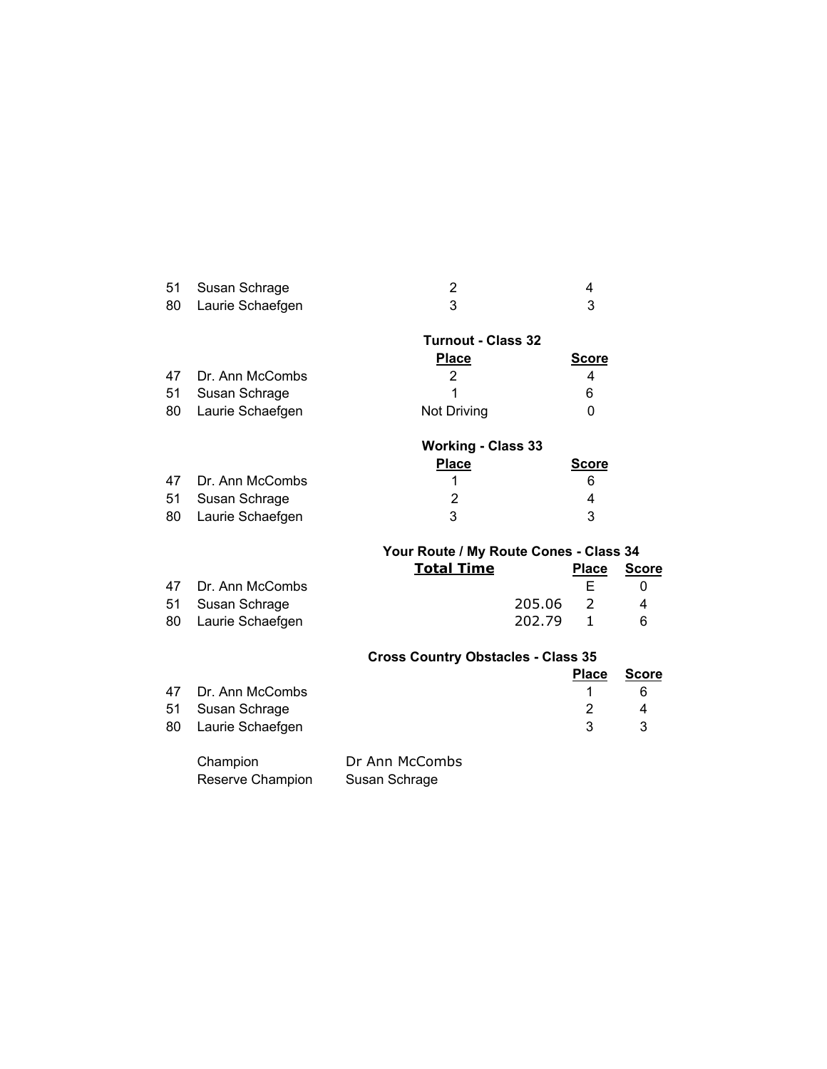| | | Place | Score |
|---|---|---|---|
| 51 | Susan Schrage | 2 | 4 |
| 80 | Laurie Schaefgen | 3 | 3 |

**Turnout - Class 32**

| | | Place | Score |
|---|---|---|---|
| 47 | Dr. Ann McCombs | 2 | 4 |
| 51 | Susan Schrage | 1 | 6 |
| 80 | Laurie Schaefgen | Not Driving | 0 |

**Working - Class 33**

| | | Place | Score |
|---|---|---|---|
| 47 | Dr. Ann McCombs | 1 | 6 |
| 51 | Susan Schrage | 2 | 4 |
| 80 | Laurie Schaefgen | 3 | 3 |

**Your Route / My Route Cones - Class 34**

| | | Total Time | Place | Score |
|---|---|---|---|---|
| 47 | Dr. Ann McCombs | | E | 0 |
| 51 | Susan Schrage | 205.06 | 2 | 4 |
| 80 | Laurie Schaefgen | 202.79 | 1 | 6 |

**Cross Country Obstacles - Class 35**

| | | Place | Score |
|---|---|---|---|
| 47 | Dr. Ann McCombs | 1 | 6 |
| 51 | Susan Schrage | 2 | 4 |
| 80 | Laurie Schaefgen | 3 | 3 |

Champion: Dr Ann McCombs
Reserve Champion: Susan Schrage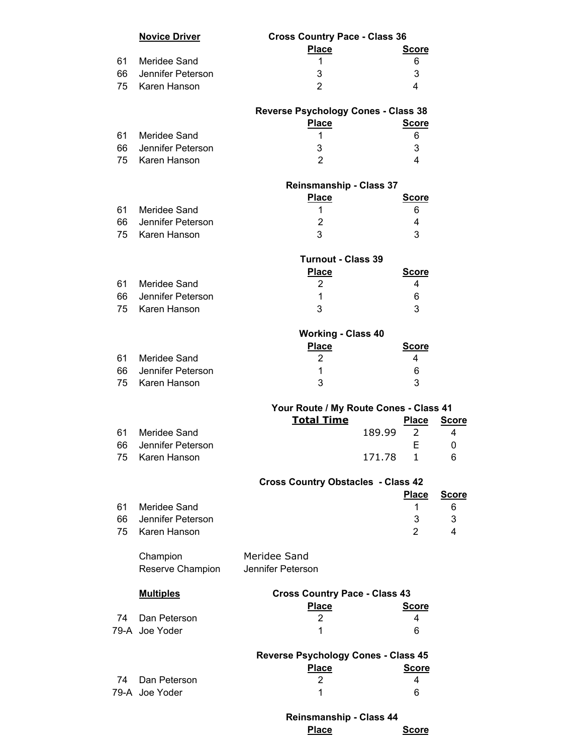## Novice Driver

### Cross Country Pace - Class 36

| | | Place | Score |
|---|---|---|---|
| 61 | Meridee Sand | 1 | 6 |
| 66 | Jennifer Peterson | 3 | 3 |
| 75 | Karen Hanson | 2 | 4 |

### Reverse Psychology Cones - Class 38

| | | Place | Score |
|---|---|---|---|
| 61 | Meridee Sand | 1 | 6 |
| 66 | Jennifer Peterson | 3 | 3 |
| 75 | Karen Hanson | 2 | 4 |

### Reinsmanship - Class 37

| | | Place | Score |
|---|---|---|---|
| 61 | Meridee Sand | 1 | 6 |
| 66 | Jennifer Peterson | 2 | 4 |
| 75 | Karen Hanson | 3 | 3 |

### Turnout - Class 39

| | | Place | Score |
|---|---|---|---|
| 61 | Meridee Sand | 2 | 4 |
| 66 | Jennifer Peterson | 1 | 6 |
| 75 | Karen Hanson | 3 | 3 |

### Working - Class 40

| | | Place | Score |
|---|---|---|---|
| 61 | Meridee Sand | 2 | 4 |
| 66 | Jennifer Peterson | 1 | 6 |
| 75 | Karen Hanson | 3 | 3 |

### Your Route / My Route Cones - Class 41

| | | Total Time | Place | Score |
|---|---|---|---|---|
| 61 | Meridee Sand | 189.99 | 2 | 4 |
| 66 | Jennifer Peterson | | E | 0 |
| 75 | Karen Hanson | 171.78 | 1 | 6 |

### Cross Country Obstacles - Class 42

| | | Place | Score |
|---|---|---|---|
| 61 | Meridee Sand | 1 | 6 |
| 66 | Jennifer Peterson | 3 | 3 |
| 75 | Karen Hanson | 2 | 4 |

Champion: Meridee Sand
Reserve Champion: Jennifer Peterson

## Multiples

### Cross Country Pace - Class 43

| | | Place | Score |
|---|---|---|---|
| 74 | Dan Peterson | 2 | 4 |
| 79-A | Joe Yoder | 1 | 6 |

### Reverse Psychology Cones - Class 45

| | | Place | Score |
|---|---|---|---|
| 74 | Dan Peterson | 2 | 4 |
| 79-A | Joe Yoder | 1 | 6 |

### Reinsmanship - Class 44

| | | Place | Score |
|---|---|---|---|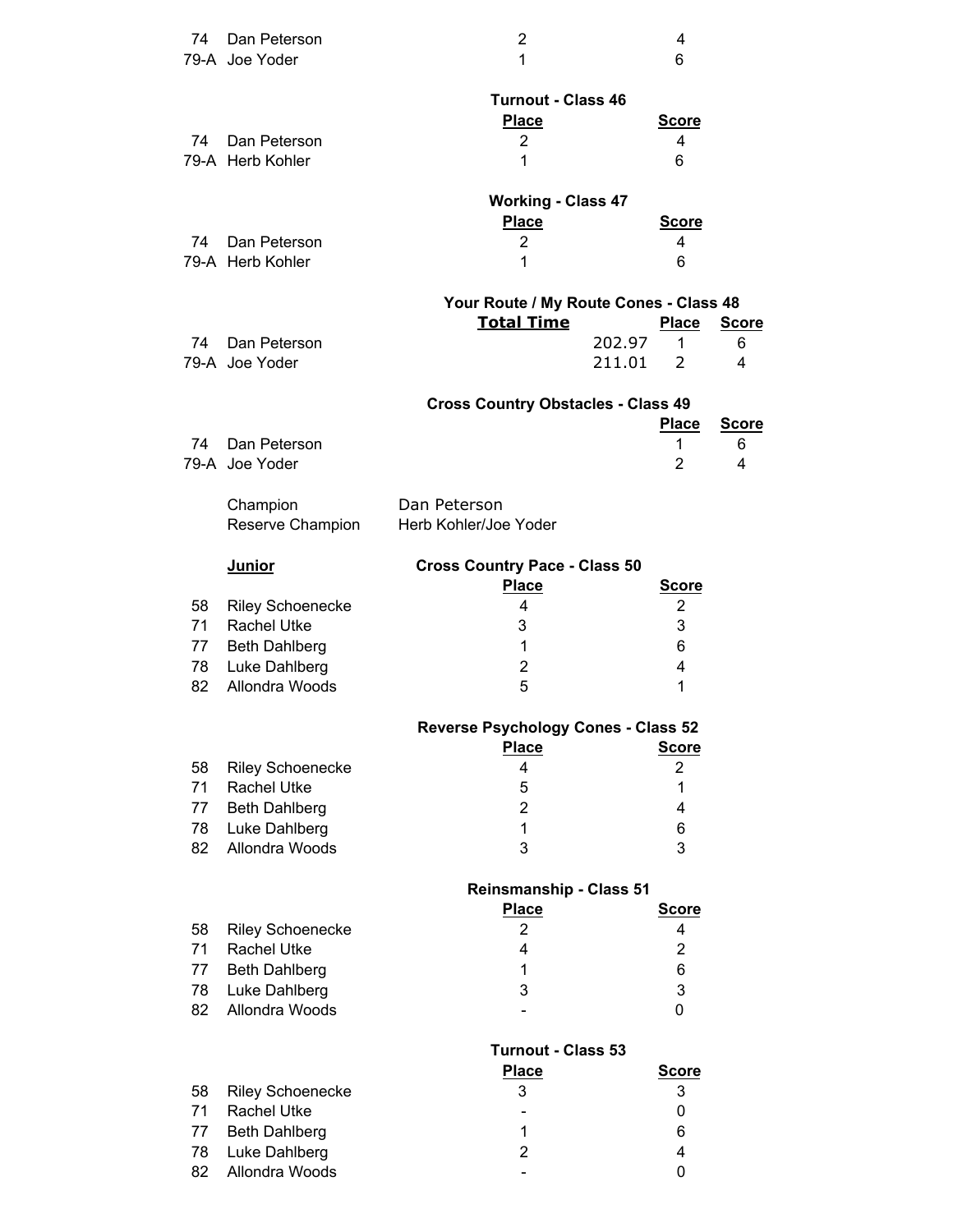| | | Place | Score |
|---|---|---|---|
| 74 | Dan Peterson | 2 | 4 |
| 79-A | Joe Yoder | 1 | 6 |

**Turnout - Class 46**

| | | Place | Score |
|---|---|---|---|
| 74 | Dan Peterson | 2 | 4 |
| 79-A | Herb Kohler | 1 | 6 |

**Working - Class 47**

| | | Place | Score |
|---|---|---|---|
| 74 | Dan Peterson | 2 | 4 |
| 79-A | Herb Kohler | 1 | 6 |

**Your Route / My Route Cones - Class 48**

| | | Total Time | Place | Score |
|---|---|---|---|---|
| 74 | Dan Peterson | 202.97 | 1 | 6 |
| 79-A | Joe Yoder | 211.01 | 2 | 4 |

**Cross Country Obstacles - Class 49**

| | | Place | Score |
|---|---|---|---|
| 74 | Dan Peterson | 1 | 6 |
| 79-A | Joe Yoder | 2 | 4 |

Champion: Dan Peterson
Reserve Champion: Herb Kohler/Joe Yoder

**Junior**

**Cross Country Pace - Class 50**

| | | Place | Score |
|---|---|---|---|
| 58 | Riley Schoenecke | 4 | 2 |
| 71 | Rachel Utke | 3 | 3 |
| 77 | Beth Dahlberg | 1 | 6 |
| 78 | Luke Dahlberg | 2 | 4 |
| 82 | Allondra Woods | 5 | 1 |

**Reverse Psychology Cones - Class 52**

| | | Place | Score |
|---|---|---|---|
| 58 | Riley Schoenecke | 4 | 2 |
| 71 | Rachel Utke | 5 | 1 |
| 77 | Beth Dahlberg | 2 | 4 |
| 78 | Luke Dahlberg | 1 | 6 |
| 82 | Allondra Woods | 3 | 3 |

**Reinsmanship - Class 51**

| | | Place | Score |
|---|---|---|---|
| 58 | Riley Schoenecke | 2 | 4 |
| 71 | Rachel Utke | 4 | 2 |
| 77 | Beth Dahlberg | 1 | 6 |
| 78 | Luke Dahlberg | 3 | 3 |
| 82 | Allondra Woods | - | 0 |

**Turnout - Class 53**

| | | Place | Score |
|---|---|---|---|
| 58 | Riley Schoenecke | 3 | 3 |
| 71 | Rachel Utke | - | 0 |
| 77 | Beth Dahlberg | 1 | 6 |
| 78 | Luke Dahlberg | 2 | 4 |
| 82 | Allondra Woods | - | 0 |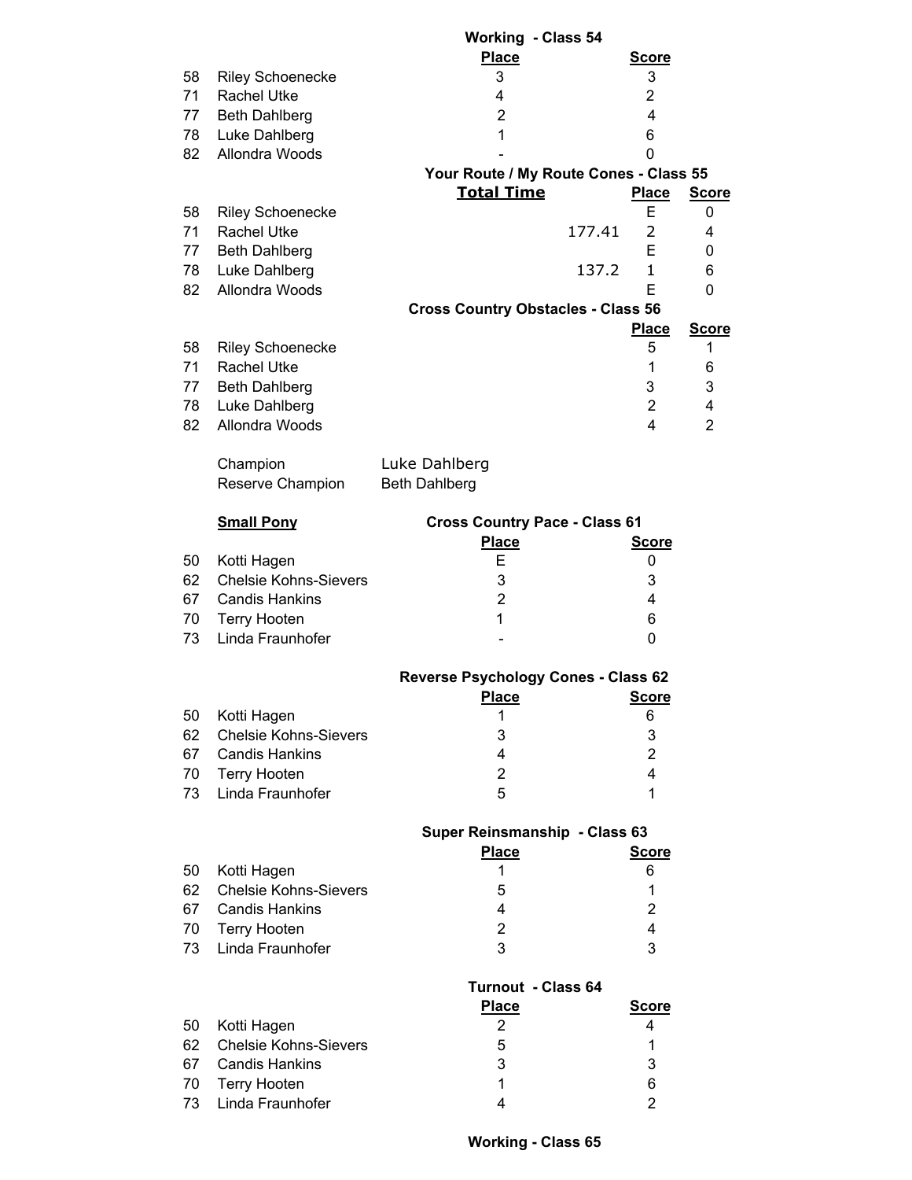### Working - Class 54

| # | Name | Place | Score |
|---|---|---|---|
| 58 | Riley Schoenecke | 3 | 3 |
| 71 | Rachel Utke | 4 | 2 |
| 77 | Beth Dahlberg | 2 | 4 |
| 78 | Luke Dahlberg | 1 | 6 |
| 82 | Allondra Woods | - | 0 |

### Your Route / My Route Cones - Class 55

| # | Name | Total Time | Place | Score |
|---|---|---|---|---|
| 58 | Riley Schoenecke | | E | 0 |
| 71 | Rachel Utke | 177.41 | 2 | 4 |
| 77 | Beth Dahlberg | | E | 0 |
| 78 | Luke Dahlberg | 137.2 | 1 | 6 |
| 82 | Allondra Woods | | E | 0 |

### Cross Country Obstacles - Class 56

| # | Name | Place | Score |
|---|---|---|---|
| 58 | Riley Schoenecke | 5 | 1 |
| 71 | Rachel Utke | 1 | 6 |
| 77 | Beth Dahlberg | 3 | 3 |
| 78 | Luke Dahlberg | 2 | 4 |
| 82 | Allondra Woods | 4 | 2 |

Champion: Luke Dahlberg
Reserve Champion: Beth Dahlberg

## Small Pony

### Cross Country Pace - Class 61

| # | Name | Place | Score |
|---|---|---|---|
| 50 | Kotti Hagen | E | 0 |
| 62 | Chelsie Kohns-Sievers | 3 | 3 |
| 67 | Candis Hankins | 2 | 4 |
| 70 | Terry Hooten | 1 | 6 |
| 73 | Linda Fraunhofer | - | 0 |

### Reverse Psychology Cones - Class 62

| # | Name | Place | Score |
|---|---|---|---|
| 50 | Kotti Hagen | 1 | 6 |
| 62 | Chelsie Kohns-Sievers | 3 | 3 |
| 67 | Candis Hankins | 4 | 2 |
| 70 | Terry Hooten | 2 | 4 |
| 73 | Linda Fraunhofer | 5 | 1 |

### Super Reinsmanship - Class 63

| # | Name | Place | Score |
|---|---|---|---|
| 50 | Kotti Hagen | 1 | 6 |
| 62 | Chelsie Kohns-Sievers | 5 | 1 |
| 67 | Candis Hankins | 4 | 2 |
| 70 | Terry Hooten | 2 | 4 |
| 73 | Linda Fraunhofer | 3 | 3 |

### Turnout - Class 64

| # | Name | Place | Score |
|---|---|---|---|
| 50 | Kotti Hagen | 2 | 4 |
| 62 | Chelsie Kohns-Sievers | 5 | 1 |
| 67 | Candis Hankins | 3 | 3 |
| 70 | Terry Hooten | 1 | 6 |
| 73 | Linda Fraunhofer | 4 | 2 |

### Working - Class 65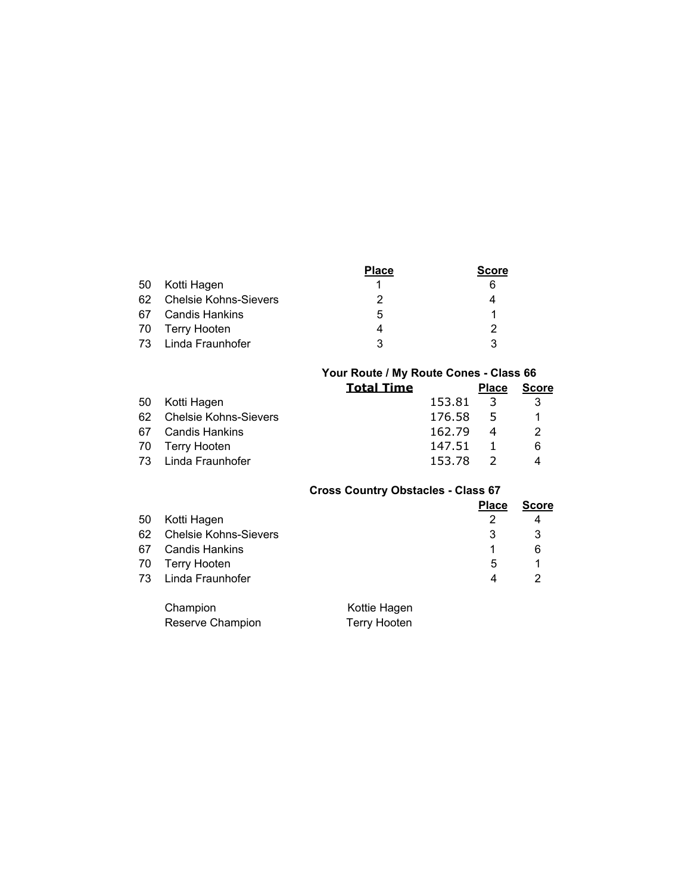| | | Place | Score |
|---|---|---|---|
| 50 | Kotti Hagen | 1 | 6 |
| 62 | Chelsie Kohns-Sievers | 2 | 4 |
| 67 | Candis Hankins | 5 | 1 |
| 70 | Terry Hooten | 4 | 2 |
| 73 | Linda Fraunhofer | 3 | 3 |

**Your Route / My Route Cones - Class 66**

| | | Total Time | Place | Score |
|---|---|---|---|---|
| 50 | Kotti Hagen | 153.81 | 3 | 3 |
| 62 | Chelsie Kohns-Sievers | 176.58 | 5 | 1 |
| 67 | Candis Hankins | 162.79 | 4 | 2 |
| 70 | Terry Hooten | 147.51 | 1 | 6 |
| 73 | Linda Fraunhofer | 153.78 | 2 | 4 |

**Cross Country Obstacles - Class 67**

| | | Place | Score |
|---|---|---|---|
| 50 | Kotti Hagen | 2 | 4 |
| 62 | Chelsie Kohns-Sievers | 3 | 3 |
| 67 | Candis Hankins | 1 | 6 |
| 70 | Terry Hooten | 5 | 1 |
| 73 | Linda Fraunhofer | 4 | 2 |

Champion Kottie Hagen

Reserve Champion Terry Hooten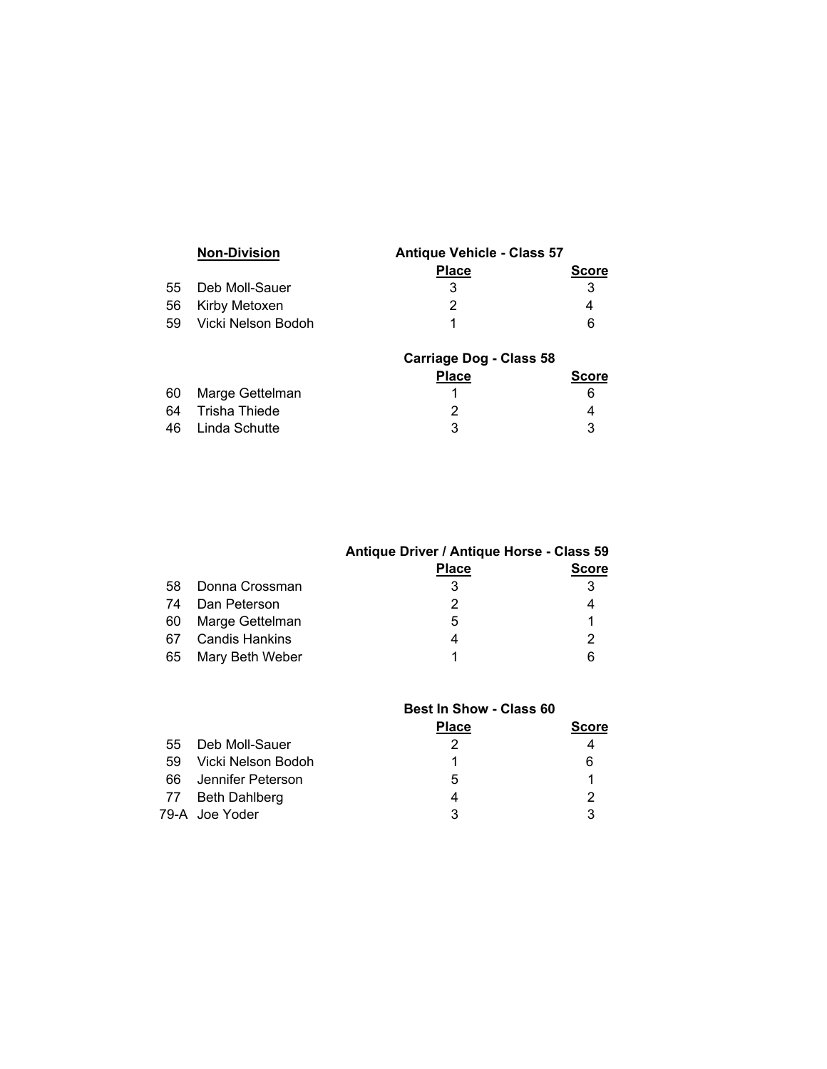## Non-Division

### Antique Vehicle - Class 57

| | | Place | Score |
| --- | --- | --- | --- |
| 55 | Deb Moll-Sauer | 3 | 3 |
| 56 | Kirby Metoxen | 2 | 4 |
| 59 | Vicki Nelson Bodoh | 1 | 6 |

### Carriage Dog - Class 58

| | | Place | Score |
| --- | --- | --- | --- |
| 60 | Marge Gettelman | 1 | 6 |
| 64 | Trisha Thiede | 2 | 4 |
| 46 | Linda Schutte | 3 | 3 |

### Antique Driver / Antique Horse - Class 59

| | | Place | Score |
| --- | --- | --- | --- |
| 58 | Donna Crossman | 3 | 3 |
| 74 | Dan Peterson | 2 | 4 |
| 60 | Marge Gettelman | 5 | 1 |
| 67 | Candis Hankins | 4 | 2 |
| 65 | Mary Beth Weber | 1 | 6 |

### Best In Show - Class 60

| | | Place | Score |
| --- | --- | --- | --- |
| 55 | Deb Moll-Sauer | 2 | 4 |
| 59 | Vicki Nelson Bodoh | 1 | 6 |
| 66 | Jennifer Peterson | 5 | 1 |
| 77 | Beth Dahlberg | 4 | 2 |
| 79-A | Joe Yoder | 3 | 3 |